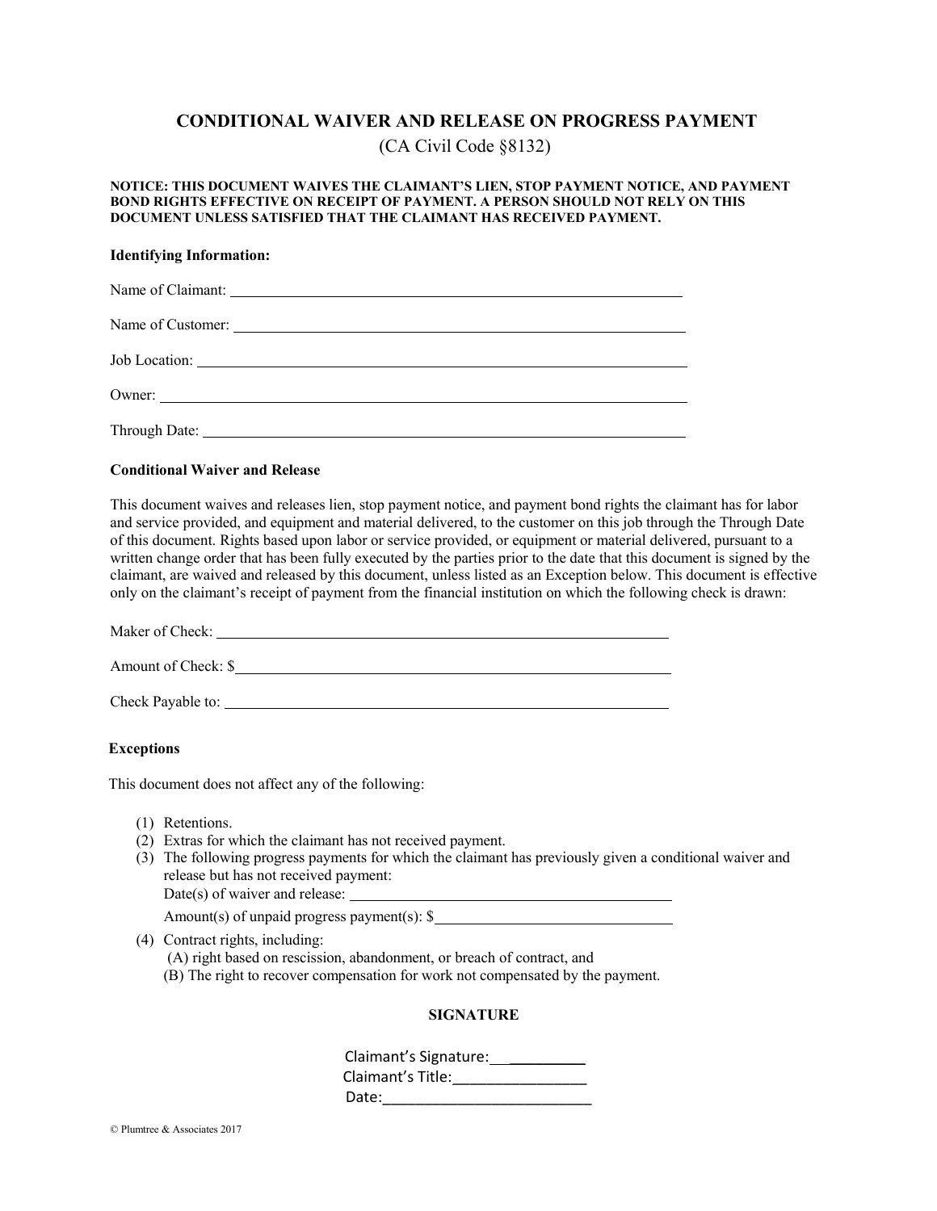# CONDITIONAL WAIVER AND RELEASE ON PROGRESS PAYMENT

(CA Civil Code §8132)

**NOTICE: THIS DOCUMENT WAIVES THE CLAIMANT'S LIEN, STOP PAYMENT NOTICE, AND PAYMENT BOND RIGHTS EFFECTIVE ON RECEIPT OF PAYMENT. A PERSON SHOULD NOT RELY ON THIS DOCUMENT UNLESS SATISFIED THAT THE CLAIMANT HAS RECEIVED PAYMENT.**

**Identifying Information:**

Name of Claimant: ______________________________

Name of Customer: ______________________________

Job Location: ______________________________

Owner: ______________________________

Through Date: ______________________________

**Conditional Waiver and Release**

This document waives and releases lien, stop payment notice, and payment bond rights the claimant has for labor and service provided, and equipment and material delivered, to the customer on this job through the Through Date of this document. Rights based upon labor or service provided, or equipment or material delivered, pursuant to a written change order that has been fully executed by the parties prior to the date that this document is signed by the claimant, are waived and released by this document, unless listed as an Exception below. This document is effective only on the claimant's receipt of payment from the financial institution on which the following check is drawn:

Maker of Check: ______________________________

Amount of Check: $______________________________

Check Payable to: ______________________________

**Exceptions**

This document does not affect any of the following:

(1) Retentions.
(2) Extras for which the claimant has not received payment.
(3) The following progress payments for which the claimant has previously given a conditional waiver and release but has not received payment:
    Date(s) of waiver and release: ______________________________
    Amount(s) of unpaid progress payment(s): $______________________________
(4) Contract rights, including:
    (A) right based on rescission, abandonment, or breach of contract, and
    (B) The right to recover compensation for work not compensated by the payment.

**SIGNATURE**

Claimant's Signature: ____________

Claimant's Title: ________________

Date: __________________________

© Plumtree & Associates 2017